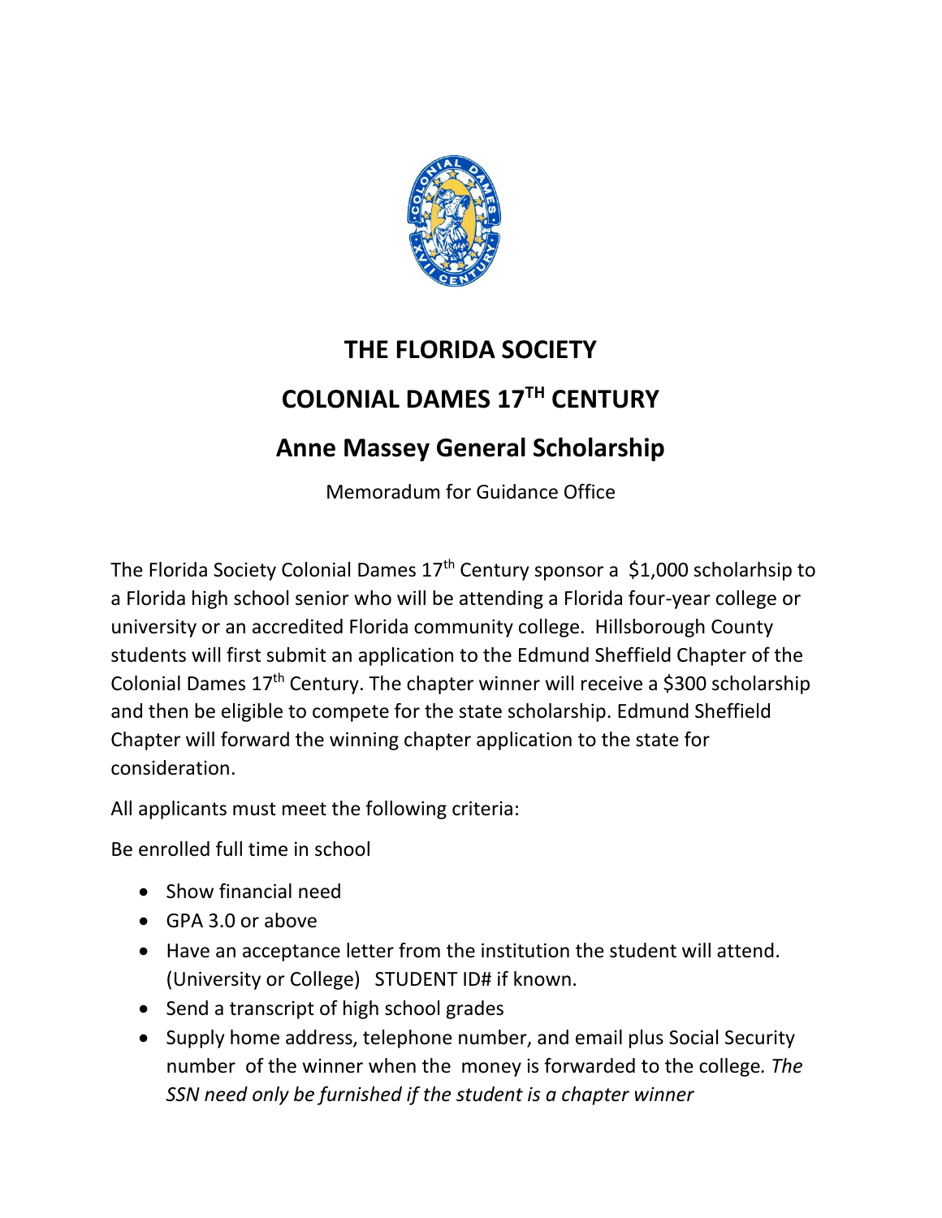# THE FLORIDA SOCIETY

# COLONIAL DAMES 17TH CENTURY

## Anne Massey General Scholarship

Memoradum for Guidance Office

The Florida Society Colonial Dames 17th Century sponsor a $1,000 scholarhsip to a Florida high school senior who will be attending a Florida four-year college or university or an accredited Florida community college. Hillsborough County students will first submit an application to the Edmund Sheffield Chapter of the Colonial Dames 17th Century. The chapter winner will receive a $300 scholarship and then be eligible to compete for the state scholarship. Edmund Sheffield Chapter will forward the winning chapter application to the state for consideration.

All applicants must meet the following criteria:

Be enrolled full time in school

- Show financial need
- GPA 3.0 or above
- Have an acceptance letter from the institution the student will attend. (University or College) STUDENT ID# if known.
- Send a transcript of high school grades
- Supply home address, telephone number, and email plus Social Security number of the winner when the money is forwarded to the college. *The SSN need only be furnished if the student is a chapter winner*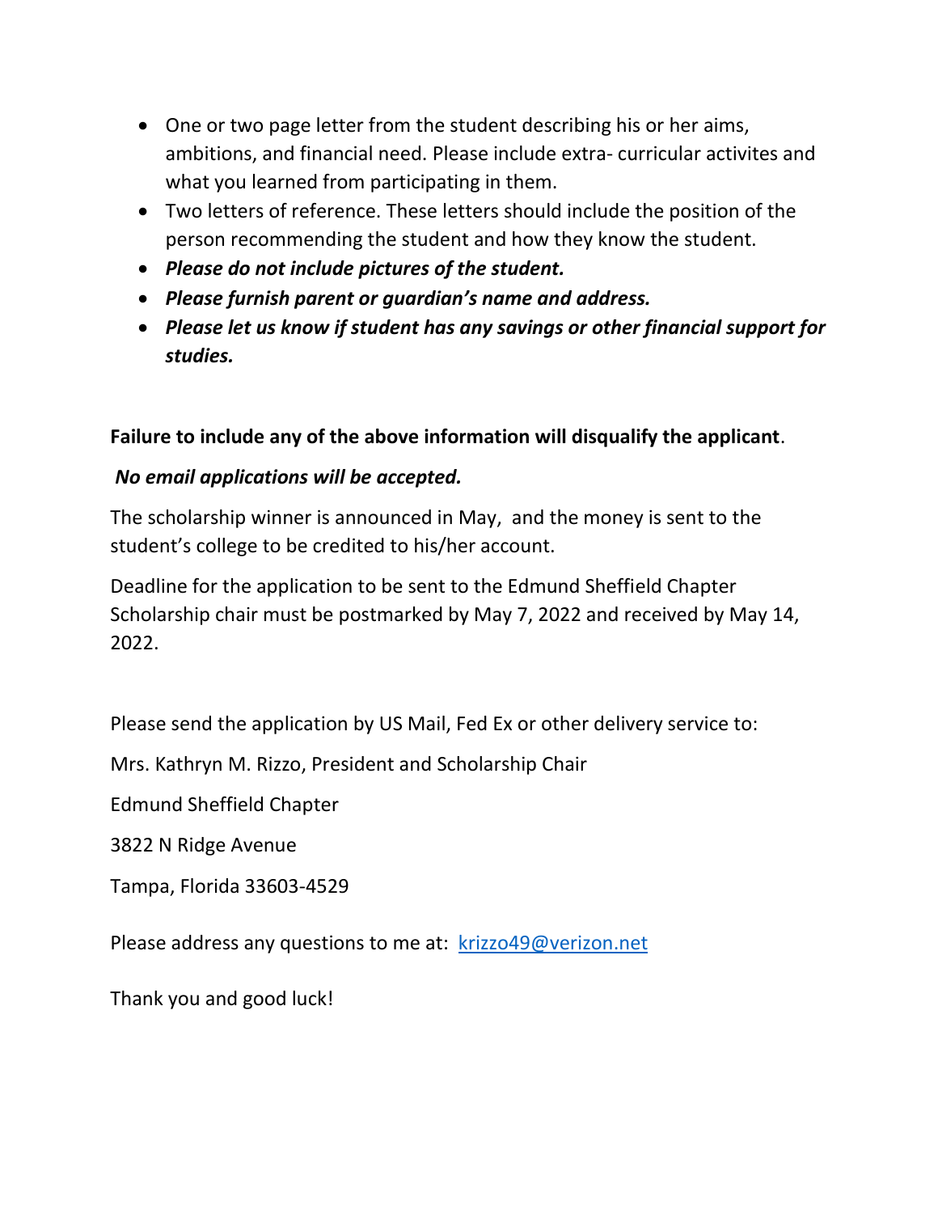- One or two page letter from the student describing his or her aims, ambitions, and financial need. Please include extra- curricular activites and what you learned from participating in them.
- Two letters of reference. These letters should include the position of the person recommending the student and how they know the student.
- ***Please do not include pictures of the student.***
- ***Please furnish parent or guardian's name and address.***
- ***Please let us know if student has any savings or other financial support for studies.***

**Failure to include any of the above information will disqualify the applicant**.

***No email applications will be accepted.***

The scholarship winner is announced in May, and the money is sent to the student's college to be credited to his/her account.

Deadline for the application to be sent to the Edmund Sheffield Chapter Scholarship chair must be postmarked by May 7, 2022 and received by May 14, 2022.

Please send the application by US Mail, Fed Ex or other delivery service to:

Mrs. Kathryn M. Rizzo, President and Scholarship Chair

Edmund Sheffield Chapter

3822 N Ridge Avenue

Tampa, Florida 33603-4529

Please address any questions to me at: krizzo49@verizon.net

Thank you and good luck!